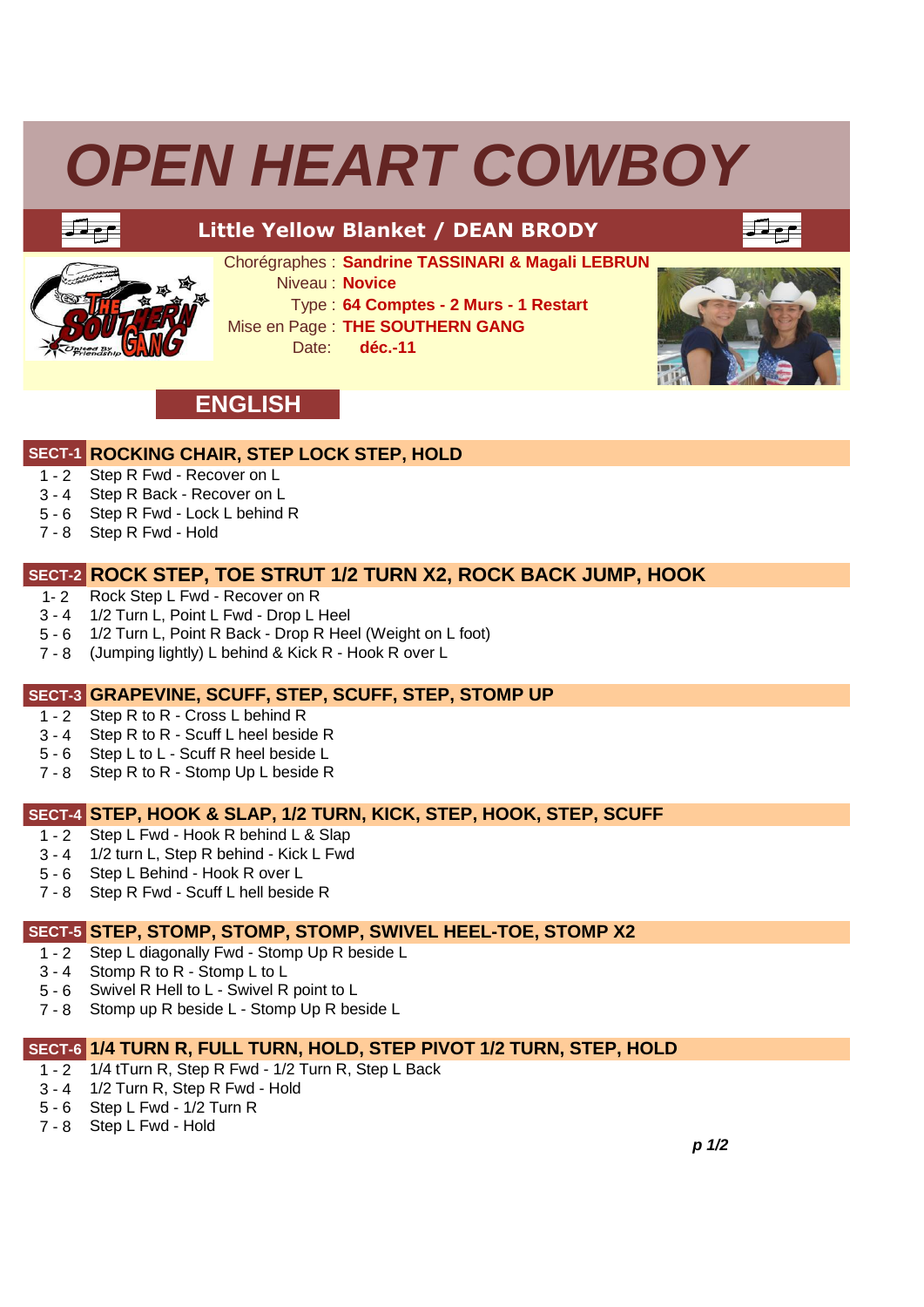# OPEN HEART COWBOY

## Little Yellow Blanket / DEAN BRODY

Chorégraphes : **Sandrine TASSINARI & Magali LEBRUN**
Niveau : **Novice**
Type : **64 Comptes - 2 Murs - 1 Restart**
Mise en Page : **THE SOUTHERN GANG**
Date: **déc.-11**

## ENGLISH

### SECT-1 ROCKING CHAIR, STEP LOCK STEP, HOLD

1 - 2 Step R Fwd - Recover on L
3 - 4 Step R Back - Recover on L
5 - 6 Step R Fwd - Lock L behind R
7 - 8 Step R Fwd - Hold

### SECT-2 ROCK STEP, TOE STRUT 1/2 TURN X2, ROCK BACK JUMP, HOOK

1- 2 Rock Step L Fwd - Recover on R
3 - 4 1/2 Turn L, Point L Fwd - Drop L Heel
5 - 6 1/2 Turn L, Point R Back - Drop R Heel (Weight on L foot)
7 - 8 (Jumping lightly) L behind & Kick R - Hook R over L

### SECT-3 GRAPEVINE, SCUFF, STEP, SCUFF, STEP, STOMP UP

1 - 2 Step R to R - Cross L behind R
3 - 4 Step R to R - Scuff L heel beside R
5 - 6 Step L to L - Scuff R heel beside L
7 - 8 Step R to R - Stomp Up L beside R

### SECT-4 STEP, HOOK & SLAP, 1/2 TURN, KICK, STEP, HOOK, STEP, SCUFF

1 - 2 Step L Fwd - Hook R behind L & Slap
3 - 4 1/2 turn L, Step R behind - Kick L Fwd
5 - 6 Step L Behind - Hook R over L
7 - 8 Step R Fwd - Scuff L hell beside R

### SECT-5 STEP, STOMP, STOMP, STOMP, SWIVEL HEEL-TOE, STOMP X2

1 - 2 Step L diagonally Fwd - Stomp Up R beside L
3 - 4 Stomp R to R - Stomp L to L
5 - 6 Swivel R Hell to L - Swivel R point to L
7 - 8 Stomp up R beside L - Stomp Up R beside L

### SECT-6 1/4 TURN R, FULL TURN, HOLD, STEP PIVOT 1/2 TURN, STEP, HOLD

1 - 2 1/4 tTurn R, Step R Fwd - 1/2 Turn R, Step L Back
3 - 4 1/2 Turn R, Step R Fwd - Hold
5 - 6 Step L Fwd - 1/2 Turn R
7 - 8 Step L Fwd - Hold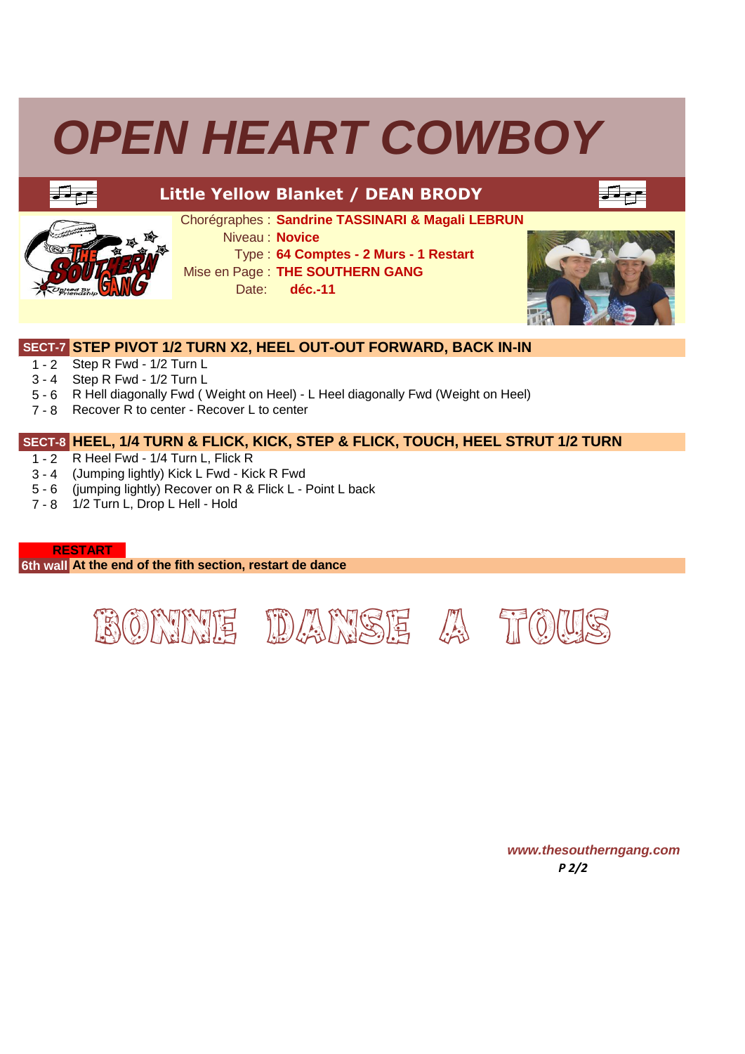# OPEN HEART COWBOY

**Little Yellow Blanket / DEAN BRODY**

Chorégraphes : **Sandrine TASSINARI & Magali LEBRUN**
Niveau : **Novice**
Type : **64 Comptes - 2 Murs - 1 Restart**
Mise en Page : **THE SOUTHERN GANG**
Date: **déc.-11**

## SECT-7 STEP PIVOT 1/2 TURN X2, HEEL OUT-OUT FORWARD, BACK IN-IN

- 1 - 2 Step R Fwd - 1/2 Turn L
- 3 - 4 Step R Fwd - 1/2 Turn L
- 5 - 6 R Hell diagonally Fwd ( Weight on Heel) - L Heel diagonally Fwd (Weight on Heel)
- 7 - 8 Recover R to center - Recover L to center

## SECT-8 HEEL, 1/4 TURN & FLICK, KICK, STEP & FLICK, TOUCH, HEEL STRUT 1/2 TURN

- 1 - 2 R Heel Fwd - 1/4 Turn L, Flick R
- 3 - 4 (Jumping lightly) Kick L Fwd - Kick R Fwd
- 5 - 6 (jumping lightly) Recover on R & Flick L - Point L back
- 7 - 8 1/2 Turn L, Drop L Hell - Hold

**RESTART**

**6th wall** **At the end of the fith section, restart de dance**

BONNE DANSE A TOUS

***www.thesoutherngang.com***